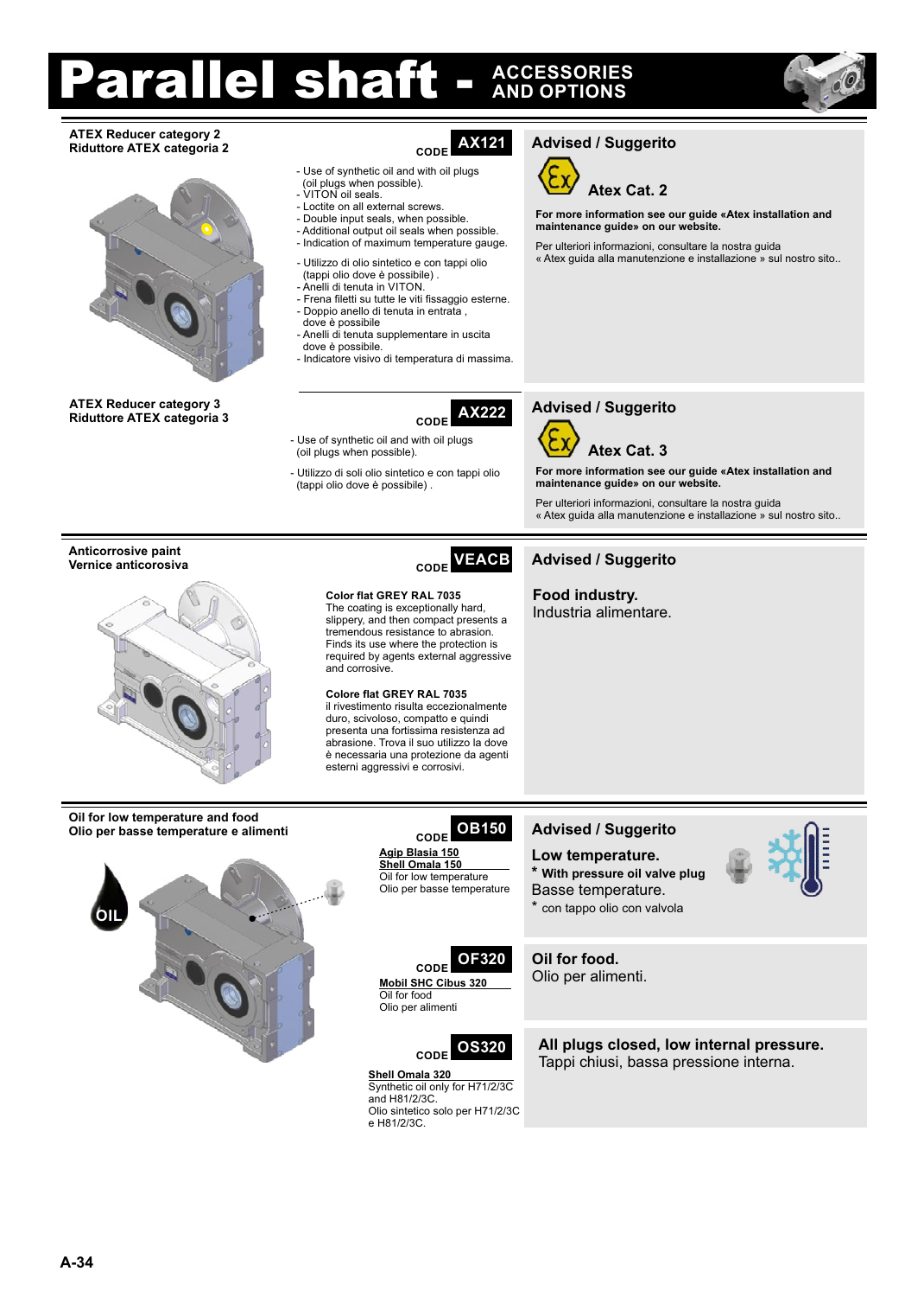# Parallel shaft - ACCESSORIES AND OPTIONS

## ATEX Reducer category 2
**Riduttore ATEX categoria 2**

CODE **AX121**

- Use of synthetic oil and with oil plugs (oil plugs when possible).
- VITON oil seals.
- Loctite on all external screws.
- Double input seals, when possible.
- Additional output oil seals when possible.
- Indication of maximum temperature gauge.

- Utilizzo di olio sintetico e con tappi olio (tappi olio dove è possibile) .
- Anelli di tenuta in VITON.
- Frena filetti su tutte le viti fissaggio esterne.
- Doppio anello di tenuta in entrata , dove è possibile
- Anelli di tenuta supplementare in uscita dove è possibile.
- Indicatore visivo di temperatura di massima.

**Advised / Suggerito**

**Atex Cat. 2**

**For more information see our guide «Atex installation and maintenance guide» on our website.**

Per ulteriori informazioni, consultare la nostra guida « Atex guida alla manutenzione e installazione » sul nostro sito..

## ATEX Reducer category 3
**Riduttore ATEX categoria 3**

CODE **AX222**

- Use of synthetic oil and with oil plugs (oil plugs when possible).

- Utilizzo di soli olio sintetico e con tappi olio (tappi olio dove è possibile) .

**Advised / Suggerito**

**Atex Cat. 3**

**For more information see our guide «Atex installation and maintenance guide» on our website.**

Per ulteriori informazioni, consultare la nostra guida « Atex guida alla manutenzione e installazione » sul nostro sito..

## Anticorrosive paint
**Vernice anticorosiva**

CODE **VEACB**

**Color flat GREY RAL 7035**
The coating is exceptionally hard, slippery, and then compact presents a tremendous resistance to abrasion. Finds its use where the protection is required by agents external aggressive and corrosive.

**Colore flat GREY RAL 7035**
il rivestimento risulta eccezionalmente duro, scivoloso, compatto e quindi presenta una fortissima resistenza ad abrasione. Trova il suo utilizzo là dove è necessaria una protezione da agenti esterni aggressivi e corrosivi.

**Advised / Suggerito**

**Food industry.**
Industria alimentare.

## Oil for low temperature and food
**Olio per basse temperature e alimenti**

OIL

CODE **OB150**

**Agip Blasia 150**
**Shell Omala 150**
Oil for low temperature
Olio per basse temperature

**Advised / Suggerito**

**Low temperature.**
**\* With pressure oil valve plug**
Basse temperature.
\* con tappo olio con valvola

CODE **OF320**

**Mobil SHC Cibus 320**
Oil for food
Olio per alimenti

**Oil for food.**
Olio per alimenti.

CODE **OS320**

**Shell Omala 320**
Synthetic oil only for H71/2/3C and H81/2/3C.
Olio sintetico solo per H71/2/3C e H81/2/3C.

**All plugs closed, low internal pressure.**
Tappi chiusi, bassa pressione interna.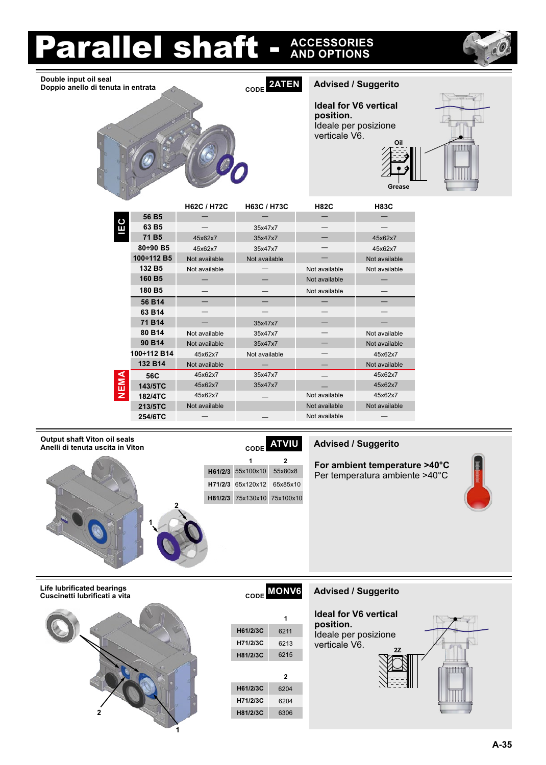# Parallel shaft - ACCESSORIES AND OPTIONS

## Double input oil seal
**Doppio anello di tenuta in entrata**

CODE **2ATEN**

### Advised / Suggerito

**Ideal for V6 vertical position.**
Ideale per posizione verticale V6.

Oil

Grease

| | | H62C / H72C | H63C / H73C | H82C | H83C |
|---|---|---|---|---|---|
| IEC | 56 B5 | — | — | — | — |
| | 63 B5 | — | 35x47x7 | — | — |
| | 71 B5 | 45x62x7 | 35x47x7 | — | 45x62x7 |
| | 80÷90 B5 | 45x62x7 | 35x47x7 | — | 45x62x7 |
| | 100÷112 B5 | Not available | Not available | — | Not available |
| | 132 B5 | Not available | — | Not available | Not available |
| | 160 B5 | — | — | Not available | — |
| | 180 B5 | — | — | Not available | — |
| | 56 B14 | — | — | — | — |
| | 63 B14 | — | — | — | — |
| | 71 B14 | — | 35x47x7 | — | — |
| | 80 B14 | Not available | 35x47x7 | — | Not available |
| | 90 B14 | Not available | 35x47x7 | — | Not available |
| | 100÷112 B14 | 45x62x7 | Not available | — | 45x62x7 |
| | 132 B14 | Not available | — | — | Not available |
| NEMA | 56C | 45x62x7 | 35x47x7 | — | 45x62x7 |
| | 143/5TC | 45x62x7 | 35x47x7 | — | 45x62x7 |
| | 182/4TC | 45x62x7 | — | Not available | 45x62x7 |
| | 213/5TC | Not available | | Not available | Not available |
| | 254/6TC | — | — | Not available | — |

## Output shaft Viton oil seals
**Anelli di tenuta uscita in Viton**

CODE **ATVIU**

| | 1 | 2 |
|---|---|---|
| H61/2/3 | 55x100x10 | 55x80x8 |
| H71/2/3 | 65x120x12 | 65x85x10 |
| H81/2/3 | 75x130x10 | 75x100x10 |

### Advised / Suggerito

**For ambient temperature >40°C**
Per temperatura ambiente >40°C

## Life lubrificated bearings
**Cuscinetti lubrificati a vita**

CODE **MONV6**

| | 1 |
|---|---|
| H61/2/3C | 6211 |
| H71/2/3C | 6213 |
| H81/2/3C | 6215 |

| | 2 |
|---|---|
| H61/2/3C | 6204 |
| H71/2/3C | 6204 |
| H81/2/3C | 6306 |

### Advised / Suggerito

**Ideal for V6 vertical position.**
Ideale per posizione verticale V6.

2Z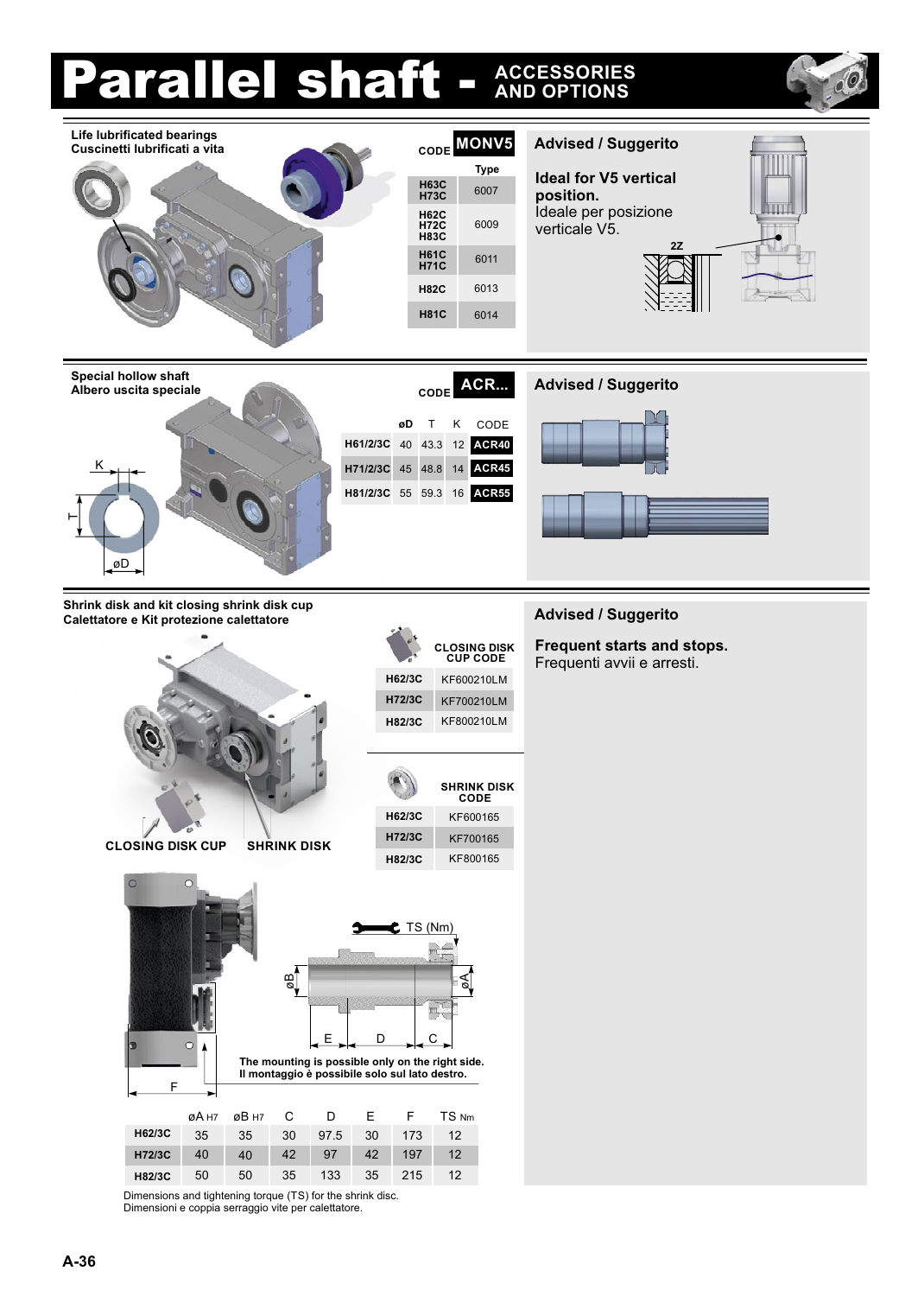# Parallel shaft - ACCESSORIES AND OPTIONS

## Life lubrificated bearings
**Cuscinetti lubrificati a vita**

CODE **MONV5**

| | Type |
|---|---|
| H63C H73C | 6007 |
| H62C H72C H83C | 6009 |
| H61C H71C | 6011 |
| H82C | 6013 |
| H81C | 6014 |

### Advised / Suggerito

**Ideal for V5 vertical position.**
Ideale per posizione verticale V5.

2Z

## Special hollow shaft
**Albero uscita speciale**

CODE **ACR...**

| | øD | T | K | CODE |
|---|---|---|---|---|
| H61/2/3C | 40 | 43.3 | 12 | ACR40 |
| H71/2/3C | 45 | 48.8 | 14 | ACR45 |
| H81/2/3C | 55 | 59.3 | 16 | ACR55 |

### Advised / Suggerito

## Shrink disk and kit closing shrink disk cup
**Calettatore e Kit protezione calettatore**

| | CLOSING DISK CUP CODE |
|---|---|
| H62/3C | KF600210LM |
| H72/3C | KF700210LM |
| H82/3C | KF800210LM |

| | SHRINK DISK CODE |
|---|---|
| H62/3C | KF600165 |
| H72/3C | KF700165 |
| H82/3C | KF800165 |

CLOSING DISK CUP SHRINK DISK

TS (Nm)

**The mounting is possible only on the right side.**
**Il montaggio è possibile solo sul lato destro.**

| | øA H7 | øB H7 | C | D | E | F | TS Nm |
|---|---|---|---|---|---|---|---|
| H62/3C | 35 | 35 | 30 | 97.5 | 30 | 173 | 12 |
| H72/3C | 40 | 40 | 42 | 97 | 42 | 197 | 12 |
| H82/3C | 50 | 50 | 35 | 133 | 35 | 215 | 12 |

Dimensions and tightening torque (TS) for the shrink disc.
Dimensioni e coppia serraggio vite per calettatore.

### Advised / Suggerito

**Frequent starts and stops.**
Frequenti avvii e arresti.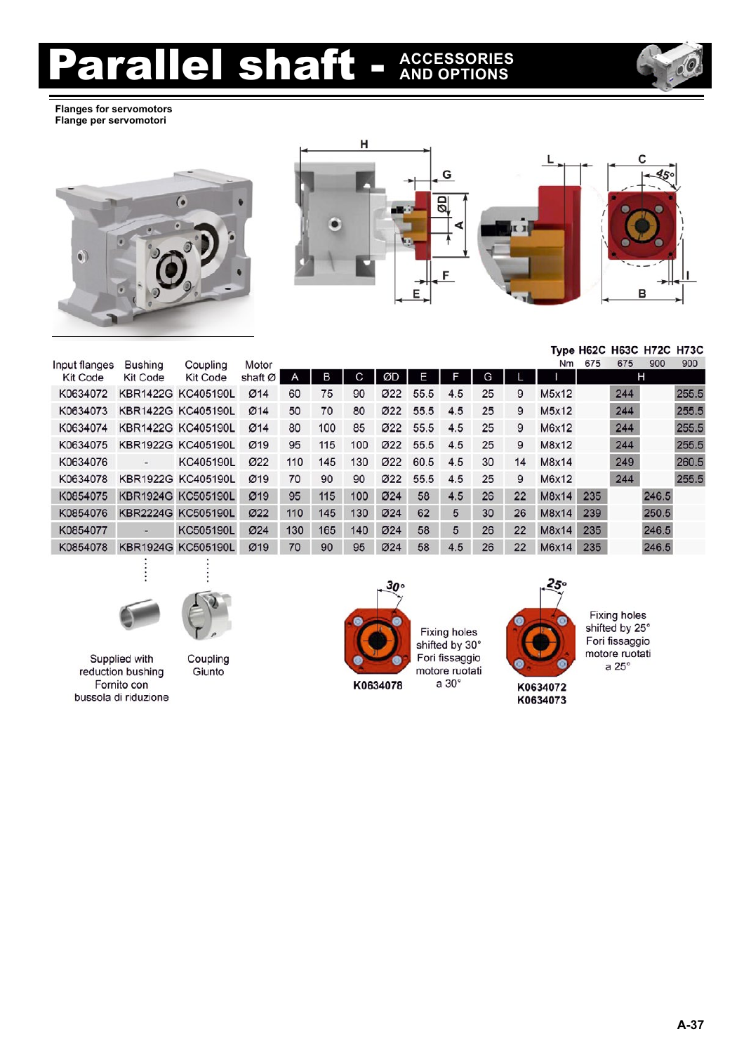# Parallel shaft - ACCESSORIES AND OPTIONS

**Flanges for servomotors**
**Flange per servomotori**

| Input flanges Kit Code | Bushing Kit Code | Coupling Kit Code | Motor shaft Ø | A | B | C | ØD | E | F | G | L | I | H62C (675 Nm) | H63C (675 Nm) | H72C (900 Nm) | H73C (900 Nm) |
|---|---|---|---|---|---|---|---|---|---|---|---|---|---|---|---|---|
| | | | | | | | | | | | | | H | | | |
| K0634072 | KBR1422G | KC405190L | Ø14 | 60 | 75 | 90 | Ø22 | 55.5 | 4.5 | 25 | 9 | M5x12 | | 244 | | 255.5 |
| K0634073 | KBR1422G | KC405190L | Ø14 | 50 | 70 | 80 | Ø22 | 55.5 | 4.5 | 25 | 9 | M5x12 | | 244 | | 255.5 |
| K0634074 | KBR1422G | KC405190L | Ø14 | 80 | 100 | 85 | Ø22 | 55.5 | 4.5 | 25 | 9 | M6x12 | | 244 | | 255.5 |
| K0634075 | KBR1922G | KC405190L | Ø19 | 95 | 115 | 100 | Ø22 | 55.5 | 4.5 | 25 | 9 | M8x12 | | 244 | | 255.5 |
| K0634076 | - | KC405190L | Ø22 | 110 | 145 | 130 | Ø22 | 60.5 | 4.5 | 30 | 14 | M8x14 | | 249 | | 260.5 |
| K0634078 | KBR1922G | KC405190L | Ø19 | 70 | 90 | 90 | Ø22 | 55.5 | 4.5 | 25 | 9 | M6x12 | | 244 | | 255.5 |
| K0854075 | KBR1924G | KC505190L | Ø19 | 95 | 115 | 100 | Ø24 | 58 | 4.5 | 26 | 22 | M8x14 | 235 | | 246.5 | |
| K0854076 | KBR2224G | KC505190L | Ø22 | 110 | 145 | 130 | Ø24 | 62 | 5 | 30 | 26 | M8x14 | 239 | | 250.5 | |
| K0854077 | - | KC505190L | Ø24 | 130 | 165 | 140 | Ø24 | 58 | 5 | 26 | 22 | M8x14 | 235 | | 246.5 | |
| K0854078 | KBR1924G | KC505190L | Ø19 | 70 | 90 | 95 | Ø24 | 58 | 4.5 | 26 | 22 | M6x14 | 235 | | 246.5 | |

Supplied with reduction bushing
Fornito con bussola di riduzione

Coupling
Giunto

K0634078 — Fixing holes shifted by 30° / Fori fissaggio motore ruotati a 30°

K0634072, K0634073 — Fixing holes shifted by 25° / Fori fissaggio motore ruotati a 25°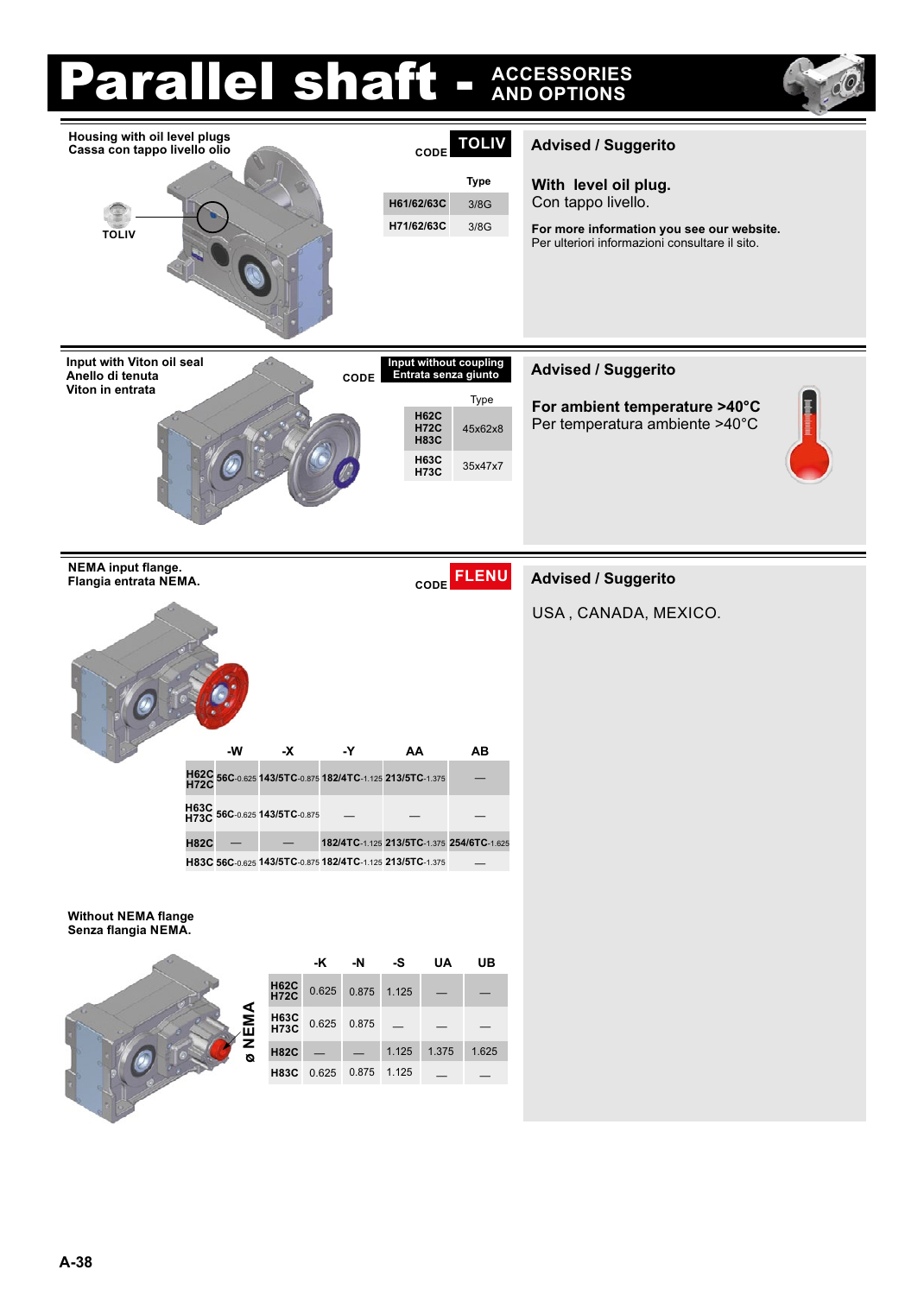# Parallel shaft - ACCESSORIES AND OPTIONS

## Housing with oil level plugs
Cassa con tappo livello olio

TOLIV

CODE **TOLIV**

| | Type |
|---|---|
| H61/62/63C | 3/8G |
| H71/62/63C | 3/8G |

**Advised / Suggerito**

**With level oil plug.**
Con tappo livello.

**For more information you see our website.**
Per ulteriori informazioni consultare il sito.

## Input with Viton oil seal
Anello di tenuta
Viton in entrata

CODE **Input without coupling** Entrata senza giunto

| | Type |
|---|---|
| H62C H72C H83C | 45x62x8 |
| H63C H73C | 35x47x7 |

**Advised / Suggerito**

**For ambient temperature >40°C**
Per temperatura ambiente >40°C

## NEMA input flange.
Flangia entrata NEMA.

CODE **FLENU**

| | -W | -X | -Y | AA | AB |
|---|---|---|---|---|---|
| H62C H72C | 56C-0.625 | 143/5TC-0.875 | 182/4TC-1.125 | 213/5TC-1.375 | — |
| H63C H73C | 56C-0.625 | 143/5TC-0.875 | — | — | — |
| H82C | — | — | 182/4TC-1.125 | 213/5TC-1.375 | 254/6TC-1.625 |
| H83C | 56C-0.625 | 143/5TC-0.875 | 182/4TC-1.125 | 213/5TC-1.375 | — |

**Advised / Suggerito**

USA , CANADA, MEXICO.

## Without NEMA flange
Senza flangia NEMA.

ø NEMA

| | -K | -N | -S | UA | UB |
|---|---|---|---|---|---|
| H62C H72C | 0.625 | 0.875 | 1.125 | — | — |
| H63C H73C | 0.625 | 0.875 | — | — | — |
| H82C | — | — | 1.125 | 1.375 | 1.625 |
| H83C | 0.625 | 0.875 | 1.125 | — | — |